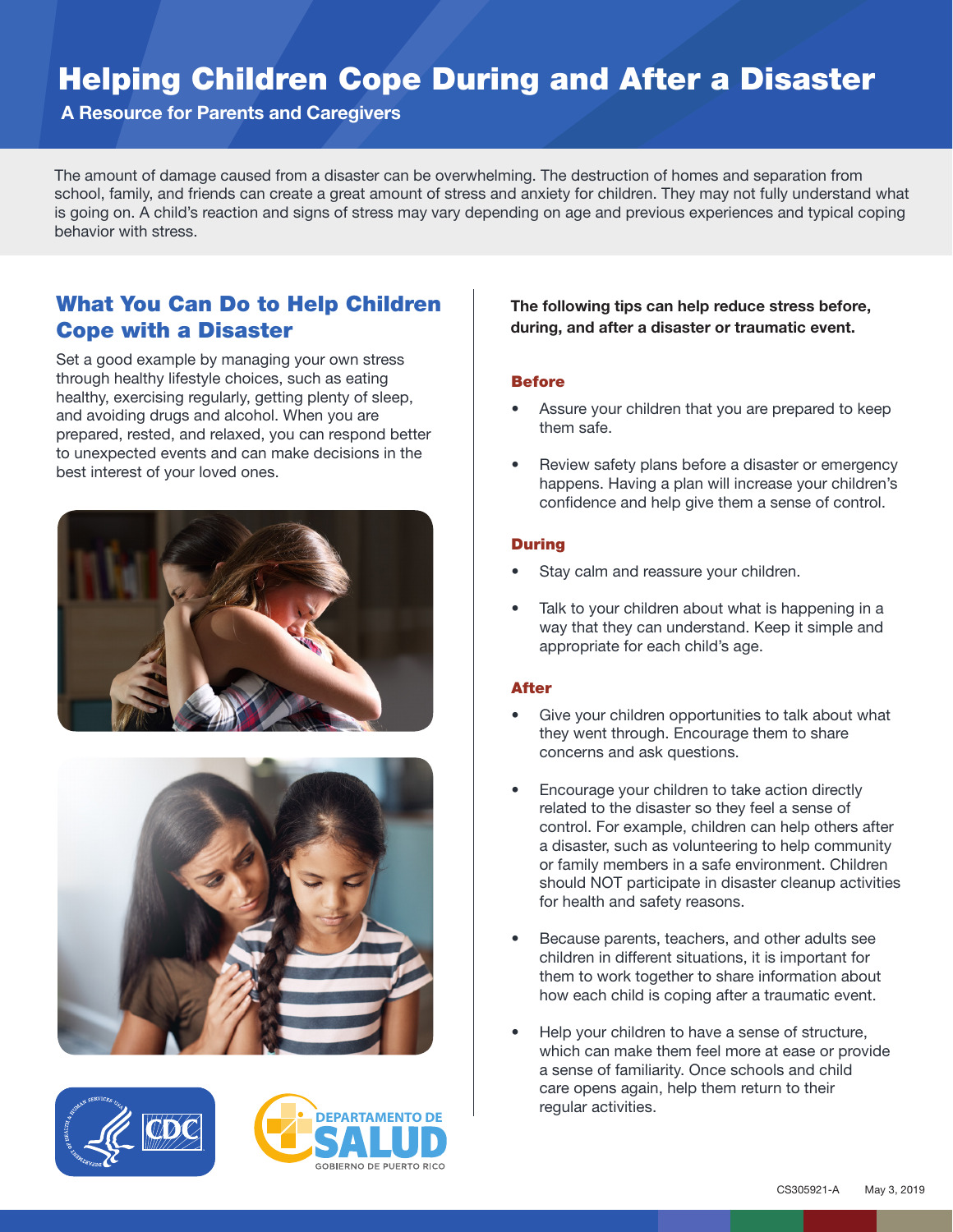# Helping Children Cope During and After a Disaster

**A Resource for Parents and Caregivers**

The amount of damage caused from a disaster can be overwhelming. The destruction of homes and separation from school, family, and friends can create a great amount of stress and anxiety for children. They may not fully understand what is going on. A child's reaction and signs of stress may vary depending on age and previous experiences and typical coping behavior with stress.

## What You Can Do to Help Children Cope with a Disaster

Set a good example by managing your own stress through healthy lifestyle choices, such as eating healthy, exercising regularly, getting plenty of sleep, and avoiding drugs and alcohol. When you are prepared, rested, and relaxed, you can respond better to unexpected events and can make decisions in the best interest of your loved ones.

**The following tips can help reduce stress before, during, and after a disaster or traumatic event.**

### Before

- Assure your children that you are prepared to keep them safe.
- Review safety plans before a disaster or emergency happens. Having a plan will increase your children's confidence and help give them a sense of control.

### During

- Stay calm and reassure your children.
- Talk to your children about what is happening in a way that they can understand. Keep it simple and appropriate for each child's age.

### After

- Give your children opportunities to talk about what they went through. Encourage them to share concerns and ask questions.
- Encourage your children to take action directly related to the disaster so they feel a sense of control. For example, children can help others after a disaster, such as volunteering to help community or family members in a safe environment. Children should NOT participate in disaster cleanup activities for health and safety reasons.
- Because parents, teachers, and other adults see children in different situations, it is important for them to work together to share information about how each child is coping after a traumatic event.
- Help your children to have a sense of structure, which can make them feel more at ease or provide a sense of familiarity. Once schools and child care opens again, help them return to their regular activities.

DEPARTAMENTO DE SALUD
GOBIERNO DE PUERTO RICO

CS305921-A May 3, 2019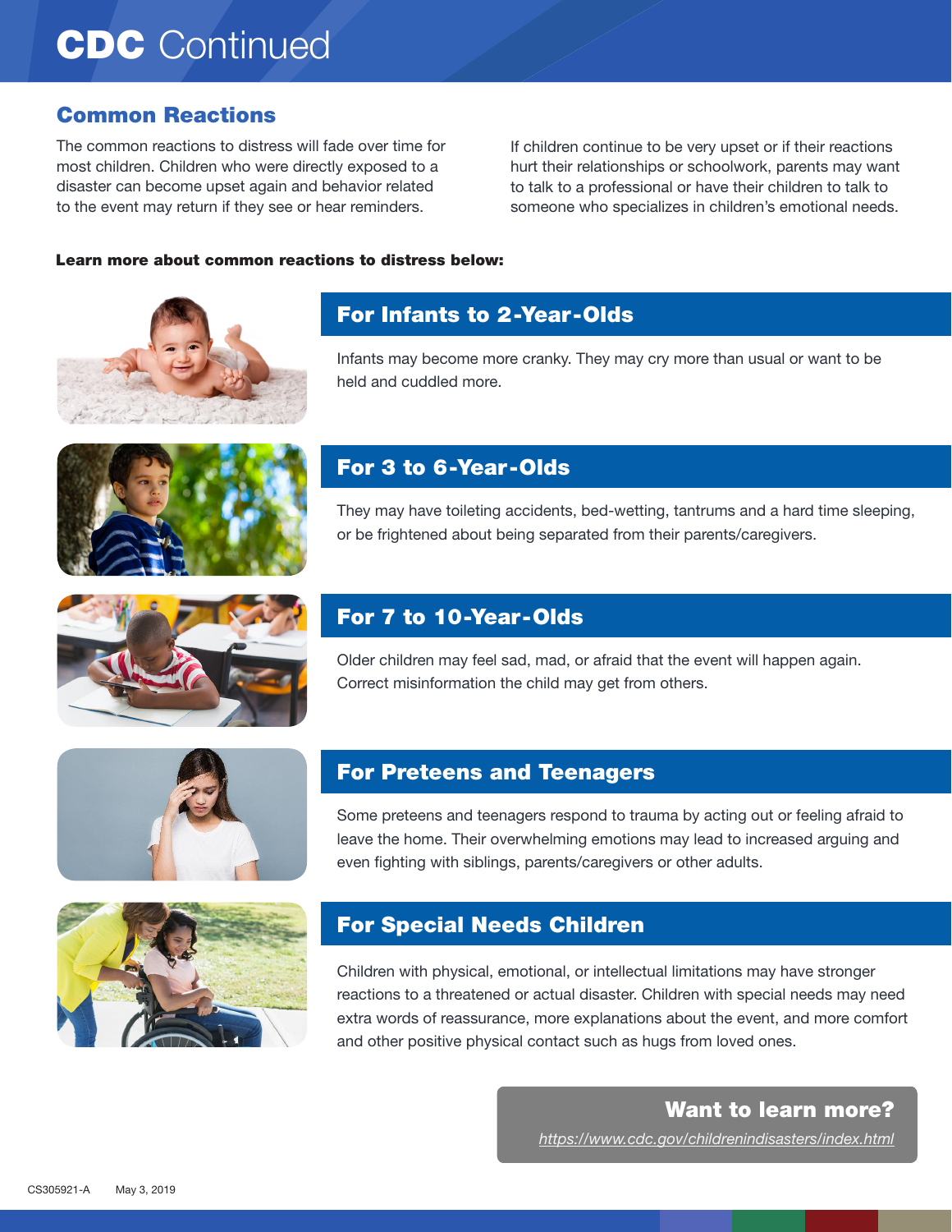# CDC Continued

## Common Reactions

The common reactions to distress will fade over time for most children. Children who were directly exposed to a disaster can become upset again and behavior related to the event may return if they see or hear reminders.

If children continue to be very upset or if their reactions hurt their relationships or schoolwork, parents may want to talk to a professional or have their children to talk to someone who specializes in children's emotional needs.

**Learn more about common reactions to distress below:**

### For Infants to 2-Year-Olds

Infants may become more cranky. They may cry more than usual or want to be held and cuddled more.

### For 3 to 6-Year-Olds

They may have toileting accidents, bed-wetting, tantrums and a hard time sleeping, or be frightened about being separated from their parents/caregivers.

### For 7 to 10-Year-Olds

Older children may feel sad, mad, or afraid that the event will happen again. Correct misinformation the child may get from others.

### For Preteens and Teenagers

Some preteens and teenagers respond to trauma by acting out or feeling afraid to leave the home. Their overwhelming emotions may lead to increased arguing and even fighting with siblings, parents/caregivers or other adults.

### For Special Needs Children

Children with physical, emotional, or intellectual limitations may have stronger reactions to a threatened or actual disaster. Children with special needs may need extra words of reassurance, more explanations about the event, and more comfort and other positive physical contact such as hugs from loved ones.

**Want to learn more?**

*https://www.cdc.gov/childrenindisasters/index.html*

CS305921-A May 3, 2019